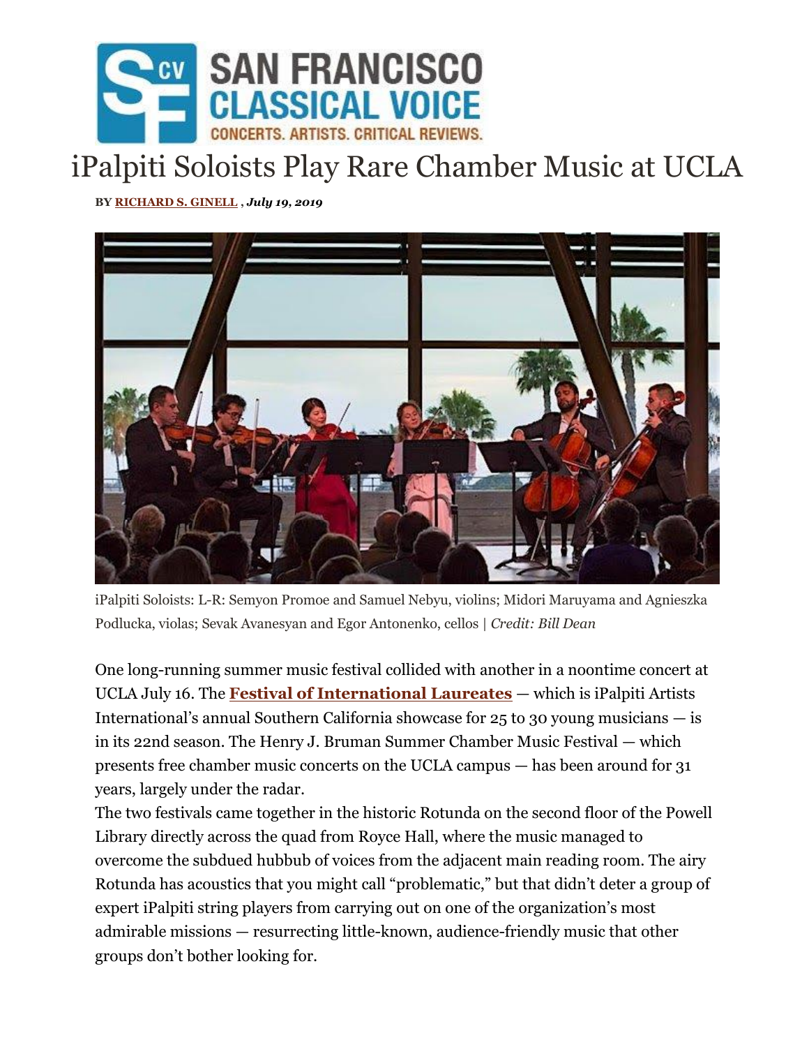SAN FRANCISCO CLASSICAL VOICE
CONCERTS. ARTISTS. CRITICAL REVIEWS.

# iPalpiti Soloists Play Rare Chamber Music at UCLA

**BY RICHARD S. GINELL** , ***July 19, 2019***

iPalpiti Soloists: L-R: Semyon Promoe and Samuel Nebyu, violins; Midori Maruyama and Agnieszka Podlucka, violas; Sevak Avanesyan and Egor Antonenko, cellos | *Credit: Bill Dean*

One long-running summer music festival collided with another in a noontime concert at UCLA July 16. The **Festival of International Laureates** — which is iPalpiti Artists International's annual Southern California showcase for 25 to 30 young musicians — is in its 22nd season. The Henry J. Bruman Summer Chamber Music Festival — which presents free chamber music concerts on the UCLA campus — has been around for 31 years, largely under the radar.

The two festivals came together in the historic Rotunda on the second floor of the Powell Library directly across the quad from Royce Hall, where the music managed to overcome the subdued hubbub of voices from the adjacent main reading room. The airy Rotunda has acoustics that you might call "problematic," but that didn't deter a group of expert iPalpiti string players from carrying out on one of the organization's most admirable missions — resurrecting little-known, audience-friendly music that other groups don't bother looking for.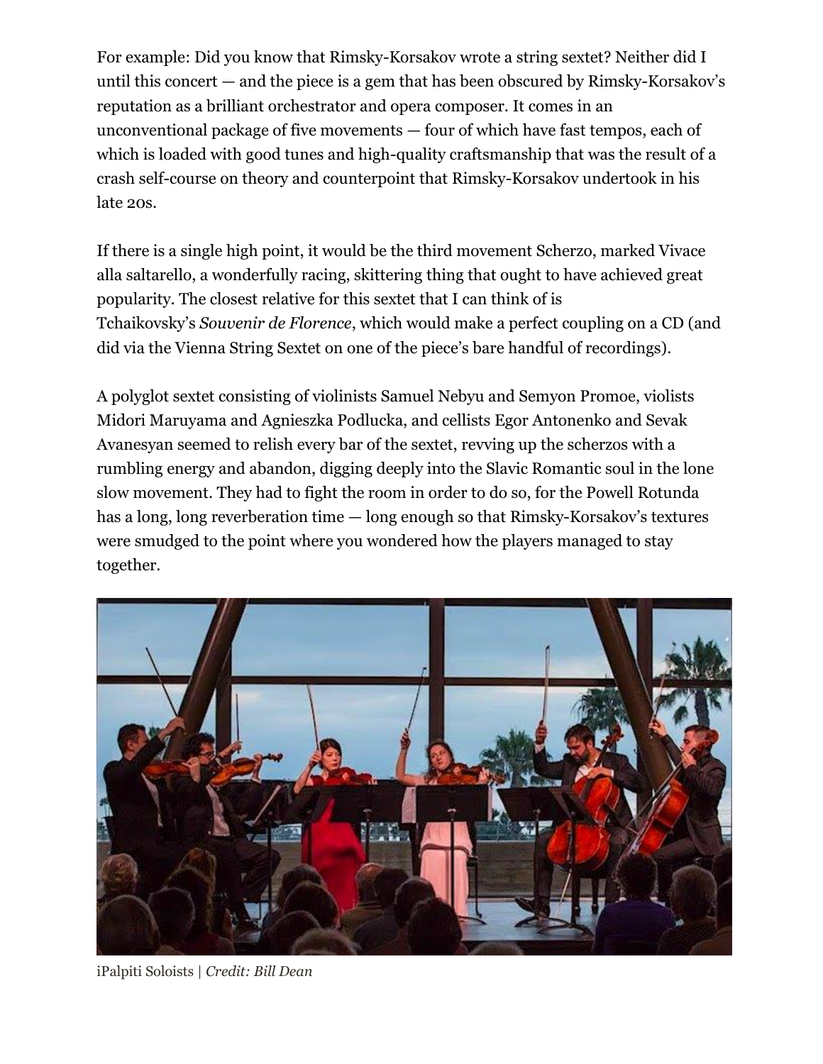For example: Did you know that Rimsky-Korsakov wrote a string sextet? Neither did I until this concert — and the piece is a gem that has been obscured by Rimsky-Korsakov's reputation as a brilliant orchestrator and opera composer. It comes in an unconventional package of five movements — four of which have fast tempos, each of which is loaded with good tunes and high-quality craftsmanship that was the result of a crash self-course on theory and counterpoint that Rimsky-Korsakov undertook in his late 20s.

If there is a single high point, it would be the third movement Scherzo, marked Vivace alla saltarello, a wonderfully racing, skittering thing that ought to have achieved great popularity. The closest relative for this sextet that I can think of is Tchaikovsky's *Souvenir de Florence*, which would make a perfect coupling on a CD (and did via the Vienna String Sextet on one of the piece's bare handful of recordings).

A polyglot sextet consisting of violinists Samuel Nebyu and Semyon Promoe, violists Midori Maruyama and Agnieszka Podlucka, and cellists Egor Antonenko and Sevak Avanesyan seemed to relish every bar of the sextet, revving up the scherzos with a rumbling energy and abandon, digging deeply into the Slavic Romantic soul in the lone slow movement. They had to fight the room in order to do so, for the Powell Rotunda has a long, long reverberation time — long enough so that Rimsky-Korsakov's textures were smudged to the point where you wondered how the players managed to stay together.

iPalpiti Soloists | *Credit: Bill Dean*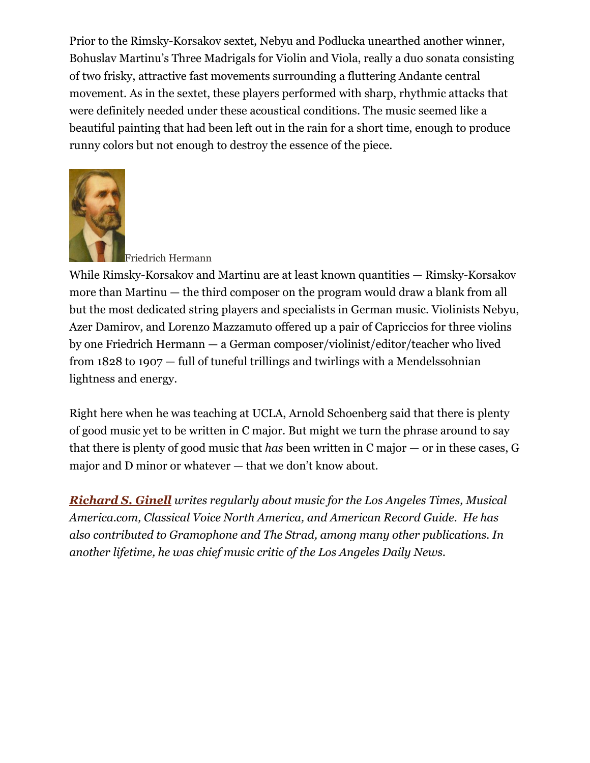Prior to the Rimsky-Korsakov sextet, Nebyu and Podlucka unearthed another winner, Bohuslav Martinu's Three Madrigals for Violin and Viola, really a duo sonata consisting of two frisky, attractive fast movements surrounding a fluttering Andante central movement. As in the sextet, these players performed with sharp, rhythmic attacks that were definitely needed under these acoustical conditions. The music seemed like a beautiful painting that had been left out in the rain for a short time, enough to produce runny colors but not enough to destroy the essence of the piece.

Friedrich Hermann

While Rimsky-Korsakov and Martinu are at least known quantities — Rimsky-Korsakov more than Martinu — the third composer on the program would draw a blank from all but the most dedicated string players and specialists in German music. Violinists Nebyu, Azer Damirov, and Lorenzo Mazzamuto offered up a pair of Capriccios for three violins by one Friedrich Hermann — a German composer/violinist/editor/teacher who lived from 1828 to 1907 — full of tuneful trillings and twirlings with a Mendelssohnian lightness and energy.

Right here when he was teaching at UCLA, Arnold Schoenberg said that there is plenty of good music yet to be written in C major. But might we turn the phrase around to say that there is plenty of good music that *has* been written in C major — or in these cases, G major and D minor or whatever — that we don't know about.

***Richard S. Ginell*** *writes regularly about music for the Los Angeles Times, Musical America.com, Classical Voice North America, and American Record Guide. He has also contributed to Gramophone and The Strad, among many other publications. In another lifetime, he was chief music critic of the Los Angeles Daily News.*